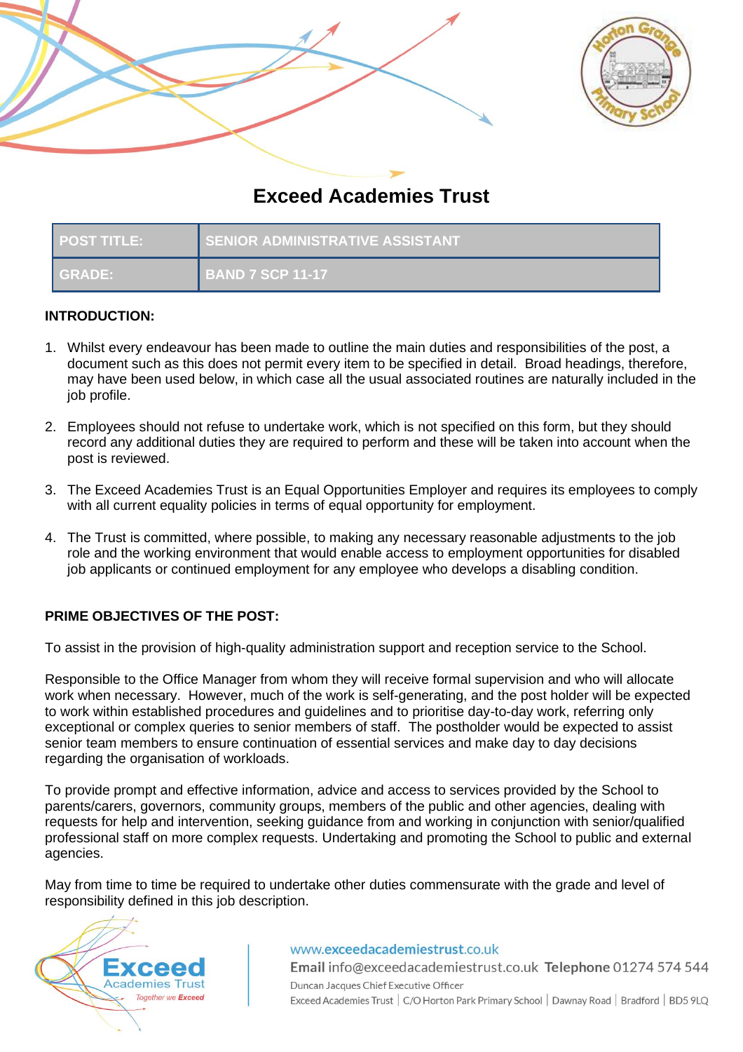# Exceed Academies Trust

| POST TITLE: | SENIOR ADMINISTRATIVE ASSISTANT |
|---|---|
| GRADE: | BAND 7 SCP 11-17 |

**INTRODUCTION:**

1. Whilst every endeavour has been made to outline the main duties and responsibilities of the post, a document such as this does not permit every item to be specified in detail. Broad headings, therefore, may have been used below, in which case all the usual associated routines are naturally included in the job profile.

2. Employees should not refuse to undertake work, which is not specified on this form, but they should record any additional duties they are required to perform and these will be taken into account when the post is reviewed.

3. The Exceed Academies Trust is an Equal Opportunities Employer and requires its employees to comply with all current equality policies in terms of equal opportunity for employment.

4. The Trust is committed, where possible, to making any necessary reasonable adjustments to the job role and the working environment that would enable access to employment opportunities for disabled job applicants or continued employment for any employee who develops a disabling condition.

**PRIME OBJECTIVES OF THE POST:**

To assist in the provision of high-quality administration support and reception service to the School.

Responsible to the Office Manager from whom they will receive formal supervision and who will allocate work when necessary. However, much of the work is self-generating, and the post holder will be expected to work within established procedures and guidelines and to prioritise day-to-day work, referring only exceptional or complex queries to senior members of staff. The postholder would be expected to assist senior team members to ensure continuation of essential services and make day to day decisions regarding the organisation of workloads.

To provide prompt and effective information, advice and access to services provided by the School to parents/carers, governors, community groups, members of the public and other agencies, dealing with requests for help and intervention, seeking guidance from and working in conjunction with senior/qualified professional staff on more complex requests. Undertaking and promoting the School to public and external agencies.

May from time to time be required to undertake other duties commensurate with the grade and level of responsibility defined in this job description.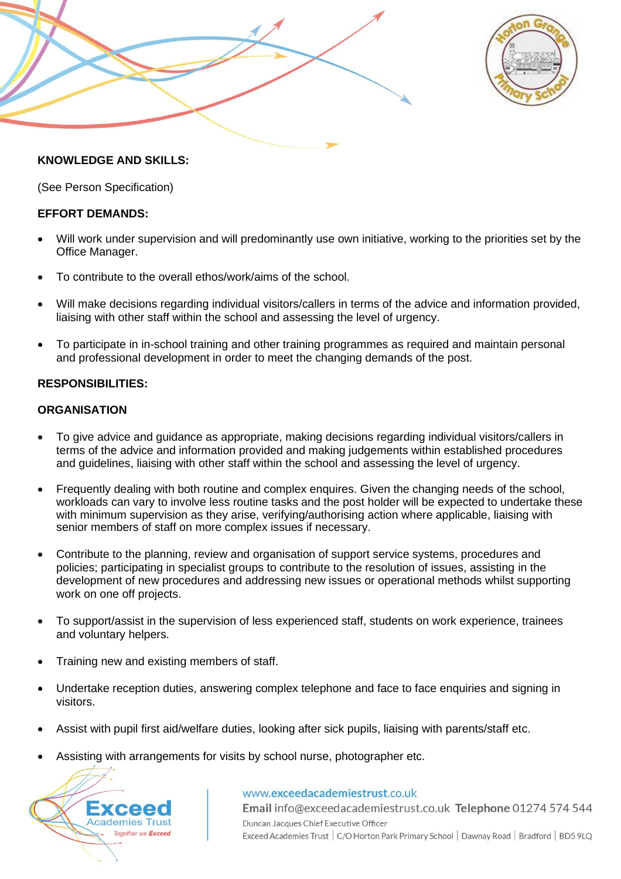**KNOWLEDGE AND SKILLS:**

(See Person Specification)

**EFFORT DEMANDS:**

- Will work under supervision and will predominantly use own initiative, working to the priorities set by the Office Manager.
- To contribute to the overall ethos/work/aims of the school.
- Will make decisions regarding individual visitors/callers in terms of the advice and information provided, liaising with other staff within the school and assessing the level of urgency.
- To participate in in-school training and other training programmes as required and maintain personal and professional development in order to meet the changing demands of the post.

**RESPONSIBILITIES:**

**ORGANISATION**

- To give advice and guidance as appropriate, making decisions regarding individual visitors/callers in terms of the advice and information provided and making judgements within established procedures and guidelines, liaising with other staff within the school and assessing the level of urgency.
- Frequently dealing with both routine and complex enquires. Given the changing needs of the school, workloads can vary to involve less routine tasks and the post holder will be expected to undertake these with minimum supervision as they arise, verifying/authorising action where applicable, liaising with senior members of staff on more complex issues if necessary.
- Contribute to the planning, review and organisation of support service systems, procedures and policies; participating in specialist groups to contribute to the resolution of issues, assisting in the development of new procedures and addressing new issues or operational methods whilst supporting work on one off projects.
- To support/assist in the supervision of less experienced staff, students on work experience, trainees and voluntary helpers.
- Training new and existing members of staff.
- Undertake reception duties, answering complex telephone and face to face enquiries and signing in visitors.
- Assist with pupil first aid/welfare duties, looking after sick pupils, liaising with parents/staff etc.
- Assisting with arrangements for visits by school nurse, photographer etc.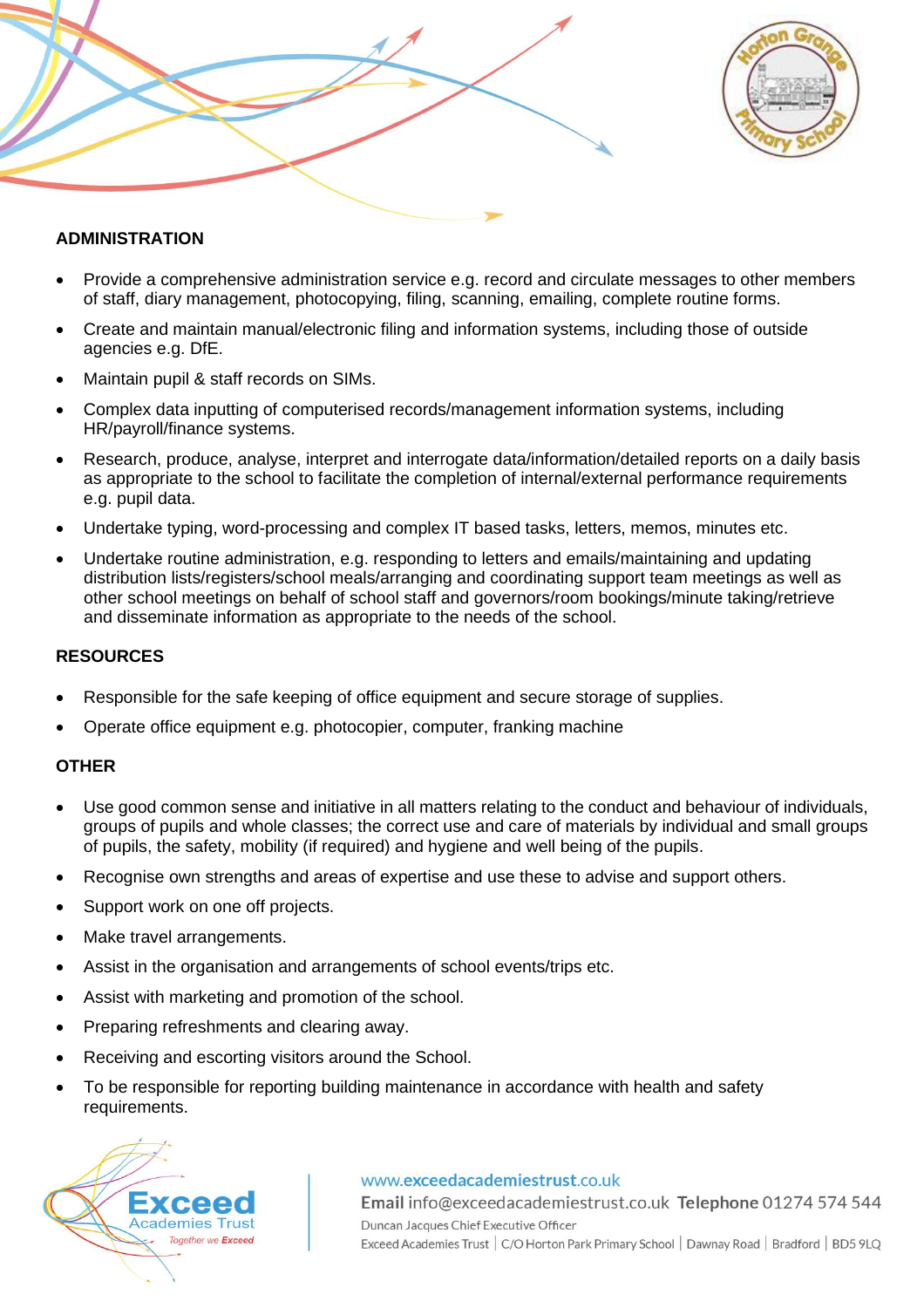## ADMINISTRATION

- Provide a comprehensive administration service e.g. record and circulate messages to other members of staff, diary management, photocopying, filing, scanning, emailing, complete routine forms.
- Create and maintain manual/electronic filing and information systems, including those of outside agencies e.g. DfE.
- Maintain pupil & staff records on SIMs.
- Complex data inputting of computerised records/management information systems, including HR/payroll/finance systems.
- Research, produce, analyse, interpret and interrogate data/information/detailed reports on a daily basis as appropriate to the school to facilitate the completion of internal/external performance requirements e.g. pupil data.
- Undertake typing, word-processing and complex IT based tasks, letters, memos, minutes etc.
- Undertake routine administration, e.g. responding to letters and emails/maintaining and updating distribution lists/registers/school meals/arranging and coordinating support team meetings as well as other school meetings on behalf of school staff and governors/room bookings/minute taking/retrieve and disseminate information as appropriate to the needs of the school.

## RESOURCES

- Responsible for the safe keeping of office equipment and secure storage of supplies.
- Operate office equipment e.g. photocopier, computer, franking machine

## OTHER

- Use good common sense and initiative in all matters relating to the conduct and behaviour of individuals, groups of pupils and whole classes; the correct use and care of materials by individual and small groups of pupils, the safety, mobility (if required) and hygiene and well being of the pupils.
- Recognise own strengths and areas of expertise and use these to advise and support others.
- Support work on one off projects.
- Make travel arrangements.
- Assist in the organisation and arrangements of school events/trips etc.
- Assist with marketing and promotion of the school.
- Preparing refreshments and clearing away.
- Receiving and escorting visitors around the School.
- To be responsible for reporting building maintenance in accordance with health and safety requirements.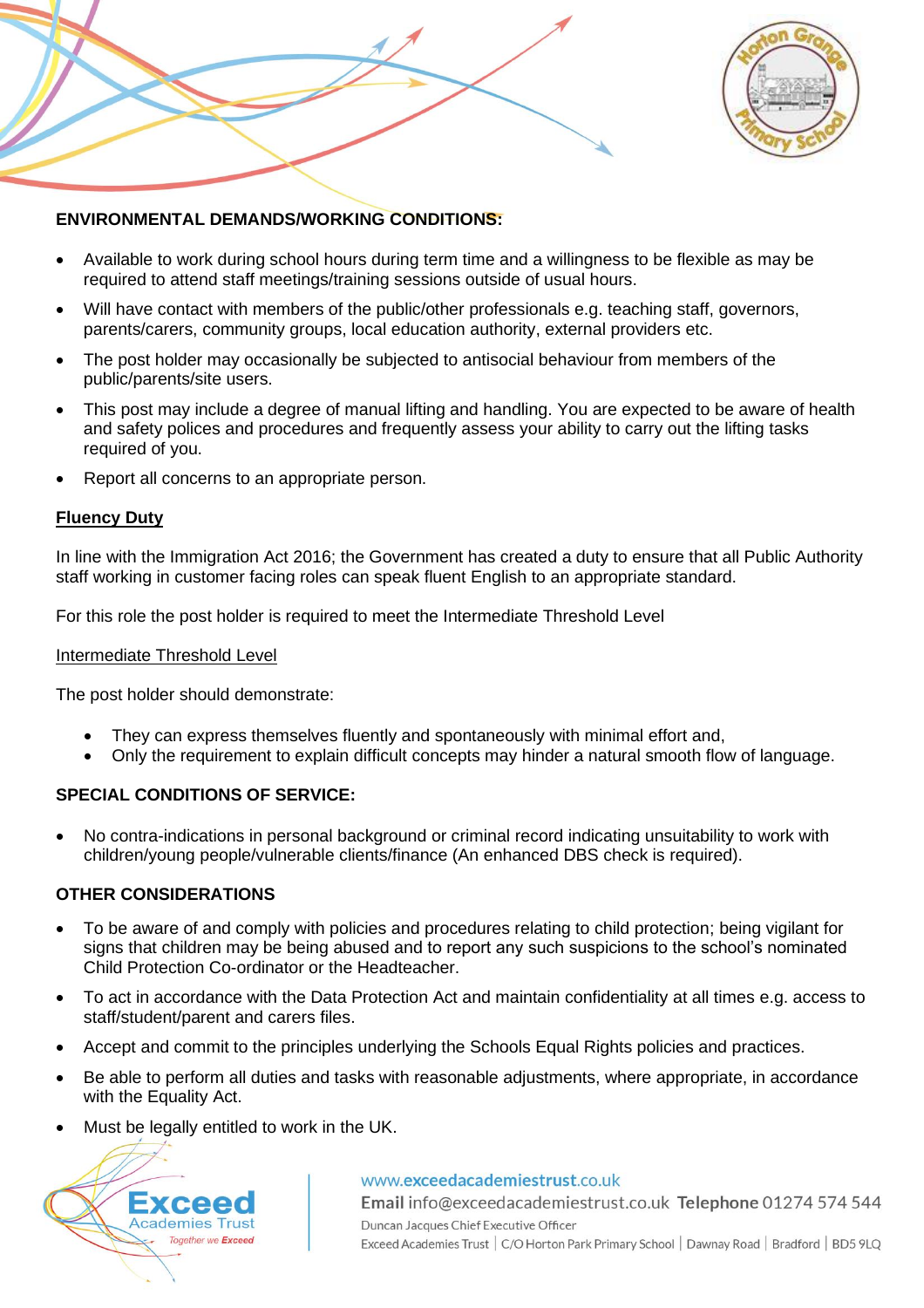**ENVIRONMENTAL DEMANDS/WORKING CONDITIONS:**

- Available to work during school hours during term time and a willingness to be flexible as may be required to attend staff meetings/training sessions outside of usual hours.
- Will have contact with members of the public/other professionals e.g. teaching staff, governors, parents/carers, community groups, local education authority, external providers etc.
- The post holder may occasionally be subjected to antisocial behaviour from members of the public/parents/site users.
- This post may include a degree of manual lifting and handling. You are expected to be aware of health and safety polices and procedures and frequently assess your ability to carry out the lifting tasks required of you.
- Report all concerns to an appropriate person.

**Fluency Duty**

In line with the Immigration Act 2016; the Government has created a duty to ensure that all Public Authority staff working in customer facing roles can speak fluent English to an appropriate standard.

For this role the post holder is required to meet the Intermediate Threshold Level

Intermediate Threshold Level

The post holder should demonstrate:

- They can express themselves fluently and spontaneously with minimal effort and,
- Only the requirement to explain difficult concepts may hinder a natural smooth flow of language.

**SPECIAL CONDITIONS OF SERVICE:**

- No contra-indications in personal background or criminal record indicating unsuitability to work with children/young people/vulnerable clients/finance (An enhanced DBS check is required).

**OTHER CONSIDERATIONS**

- To be aware of and comply with policies and procedures relating to child protection; being vigilant for signs that children may be being abused and to report any such suspicions to the school's nominated Child Protection Co-ordinator or the Headteacher.
- To act in accordance with the Data Protection Act and maintain confidentiality at all times e.g. access to staff/student/parent and carers files.
- Accept and commit to the principles underlying the Schools Equal Rights policies and practices.
- Be able to perform all duties and tasks with reasonable adjustments, where appropriate, in accordance with the Equality Act.
- Must be legally entitled to work in the UK.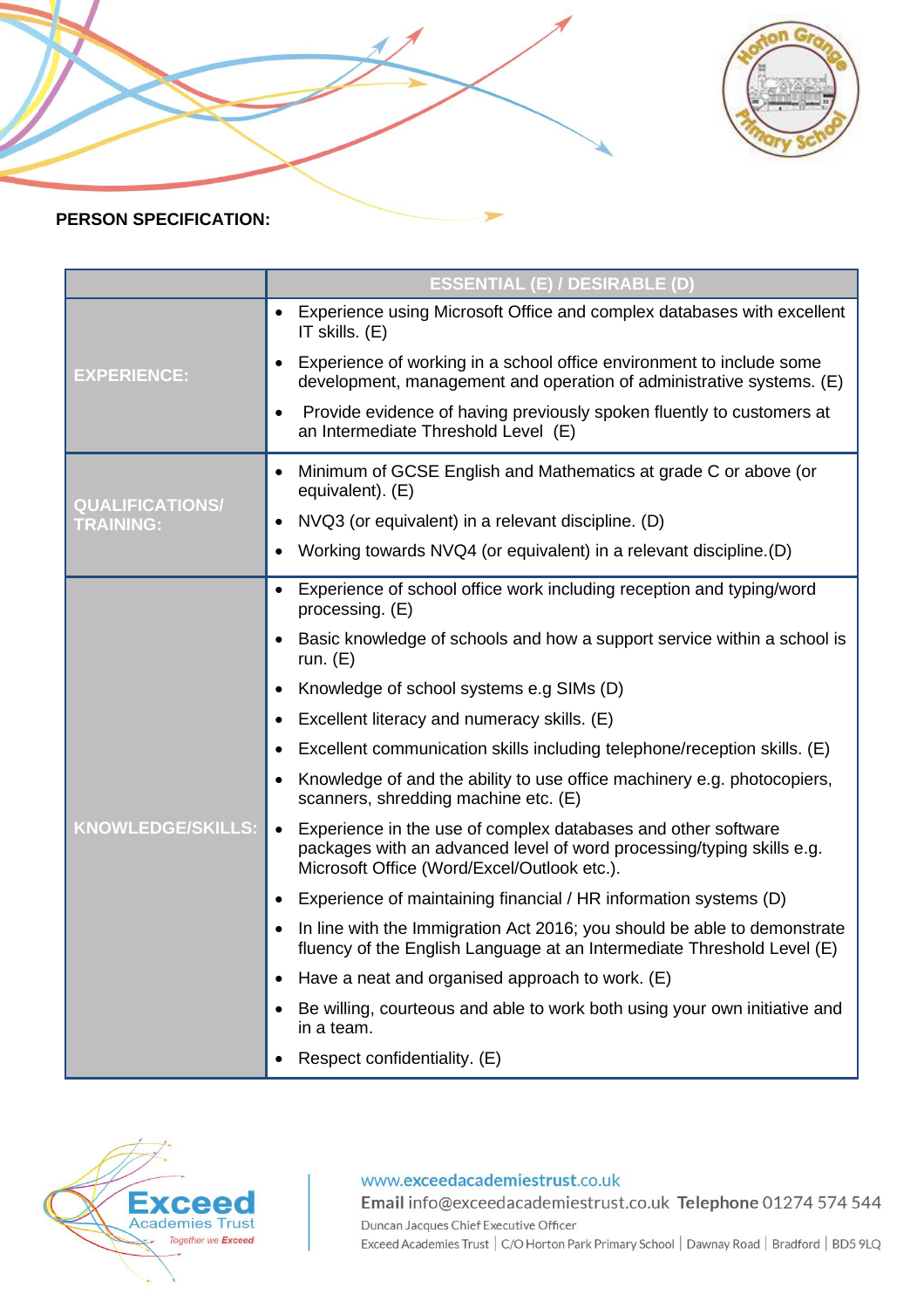**PERSON SPECIFICATION:**

| | ESSENTIAL (E) / DESIRABLE (D) |
|---|---|
| **EXPERIENCE:** | • Experience using Microsoft Office and complex databases with excellent IT skills. (E)<br>• Experience of working in a school office environment to include some development, management and operation of administrative systems. (E)<br>• Provide evidence of having previously spoken fluently to customers at an Intermediate Threshold Level (E) |
| **QUALIFICATIONS/ TRAINING:** | • Minimum of GCSE English and Mathematics at grade C or above (or equivalent). (E)<br>• NVQ3 (or equivalent) in a relevant discipline. (D)<br>• Working towards NVQ4 (or equivalent) in a relevant discipline.(D) |
| **KNOWLEDGE/SKILLS:** | • Experience of school office work including reception and typing/word processing. (E)<br>• Basic knowledge of schools and how a support service within a school is run. (E)<br>• Knowledge of school systems e.g SIMs (D)<br>• Excellent literacy and numeracy skills. (E)<br>• Excellent communication skills including telephone/reception skills. (E)<br>• Knowledge of and the ability to use office machinery e.g. photocopiers, scanners, shredding machine etc. (E)<br>• Experience in the use of complex databases and other software packages with an advanced level of word processing/typing skills e.g. Microsoft Office (Word/Excel/Outlook etc.).<br>• Experience of maintaining financial / HR information systems (D)<br>• In line with the Immigration Act 2016; you should be able to demonstrate fluency of the English Language at an Intermediate Threshold Level (E)<br>• Have a neat and organised approach to work. (E)<br>• Be willing, courteous and able to work both using your own initiative and in a team.<br>• Respect confidentiality. (E) |

Exceed Academies Trust
*Together we Exceed*

www.exceedacademiestrust.co.uk
**Email** info@exceedacademiestrust.co.uk **Telephone** 01274 574 544
Duncan Jacques Chief Executive Officer
Exceed Academies Trust | C/O Horton Park Primary School | Dawnay Road | Bradford | BD5 9LQ